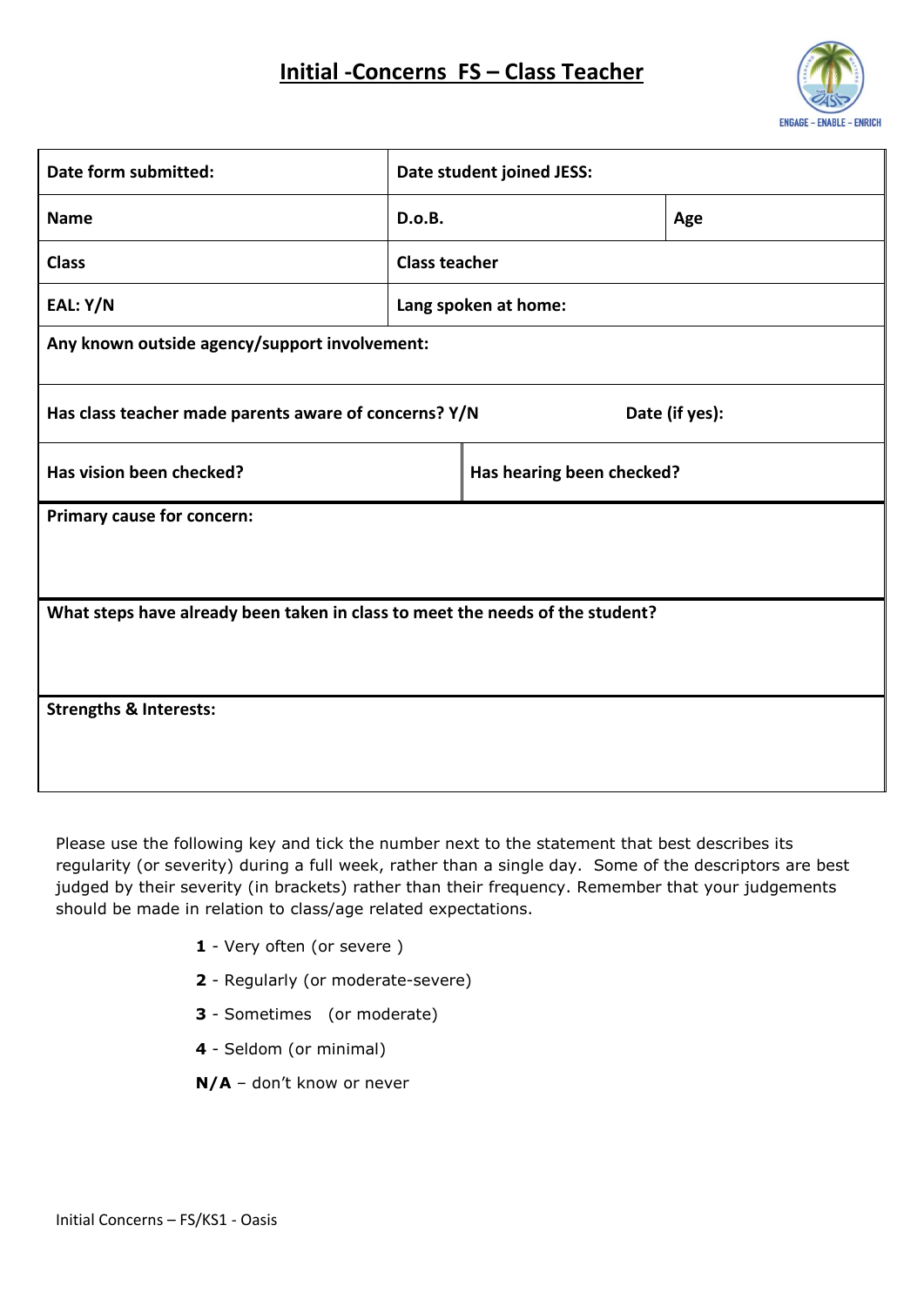# Initial -Concerns FS – Class Teacher

| | | |
|---|---|---|
| **Date form submitted:** | **Date student joined JESS:** | |
| **Name** | **D.o.B.** | **Age** |
| **Class** | **Class teacher** | |
| **EAL: Y/N** | **Lang spoken at home:** | |
| **Any known outside agency/support involvement:** | | |
| **Has class teacher made parents aware of concerns? Y/N** | **Date (if yes):** | |
| **Has vision been checked?** | **Has hearing been checked?** | |
| **Primary cause for concern:** | | |
| **What steps have already been taken in class to meet the needs of the student?** | | |
| **Strengths & Interests:** | | |

Please use the following key and tick the number next to the statement that best describes its regularity (or severity) during a full week, rather than a single day. Some of the descriptors are best judged by their severity (in brackets) rather than their frequency. Remember that your judgements should be made in relation to class/age related expectations.

- **1** - Very often (or severe )
- **2** - Regularly (or moderate-severe)
- **3** - Sometimes (or moderate)
- **4** - Seldom (or minimal)
- **N/A** – don't know or never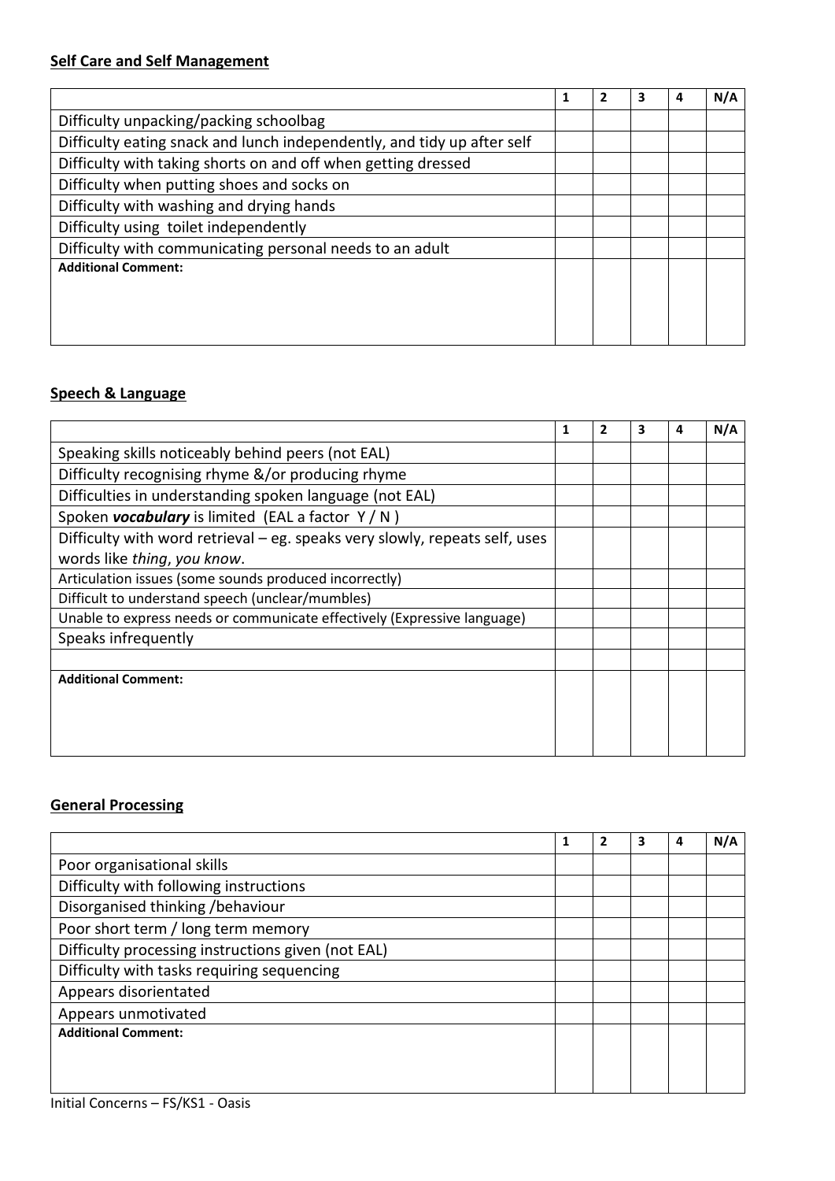## Self Care and Self Management

| | 1 | 2 | 3 | 4 | N/A |
|---|---|---|---|---|---|
| Difficulty unpacking/packing schoolbag | | | | | |
| Difficulty eating snack and lunch independently, and tidy up after self | | | | | |
| Difficulty with taking shorts on and off when getting dressed | | | | | |
| Difficulty when putting shoes and socks on | | | | | |
| Difficulty with washing and drying hands | | | | | |
| Difficulty using toilet independently | | | | | |
| Difficulty with communicating personal needs to an adult | | | | | |
| **Additional Comment:** | | | | | |

## Speech & Language

| | 1 | 2 | 3 | 4 | N/A |
|---|---|---|---|---|---|
| Speaking skills noticeably behind peers (not EAL) | | | | | |
| Difficulty recognising rhyme &/or producing rhyme | | | | | |
| Difficulties in understanding spoken language (not EAL) | | | | | |
| Spoken ***vocabulary*** is limited (EAL a factor Y / N ) | | | | | |
| Difficulty with word retrieval – eg. speaks very slowly, repeats self, uses words like *thing*, *you know*. | | | | | |
| Articulation issues (some sounds produced incorrectly) | | | | | |
| Difficult to understand speech (unclear/mumbles) | | | | | |
| Unable to express needs or communicate effectively (Expressive language) | | | | | |
| Speaks infrequently | | | | | |
| | | | | | |
| **Additional Comment:** | | | | | |

## General Processing

| | 1 | 2 | 3 | 4 | N/A |
|---|---|---|---|---|---|
| Poor organisational skills | | | | | |
| Difficulty with following instructions | | | | | |
| Disorganised thinking /behaviour | | | | | |
| Poor short term / long term memory | | | | | |
| Difficulty processing instructions given (not EAL) | | | | | |
| Difficulty with tasks requiring sequencing | | | | | |
| Appears disorientated | | | | | |
| Appears unmotivated | | | | | |
| **Additional Comment:** | | | | | |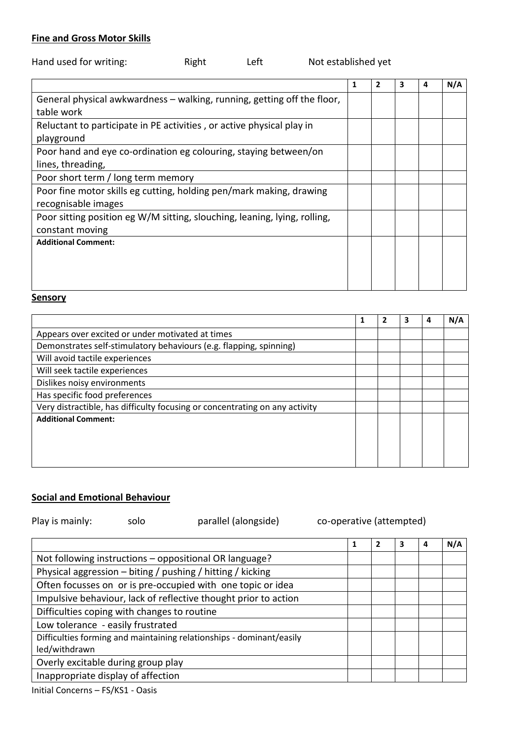**Fine and Gross Motor Skills**

Hand used for writing: Right Left Not established yet

| | 1 | 2 | 3 | 4 | N/A |
|---|---|---|---|---|---|
| General physical awkwardness – walking, running, getting off the floor, table work | | | | | |
| Reluctant to participate in PE activities , or active physical play in playground | | | | | |
| Poor hand and eye co-ordination eg colouring, staying between/on lines, threading, | | | | | |
| Poor short term / long term memory | | | | | |
| Poor fine motor skills eg cutting, holding pen/mark making, drawing recognisable images | | | | | |
| Poor sitting position eg W/M sitting, slouching, leaning, lying, rolling, constant moving | | | | | |
| **Additional Comment:** | | | | | |

**Sensory**

| | 1 | 2 | 3 | 4 | N/A |
|---|---|---|---|---|---|
| Appears over excited or under motivated at times | | | | | |
| Demonstrates self-stimulatory behaviours (e.g. flapping, spinning) | | | | | |
| Will avoid tactile experiences | | | | | |
| Will seek tactile experiences | | | | | |
| Dislikes noisy environments | | | | | |
| Has specific food preferences | | | | | |
| Very distractible, has difficulty focusing or concentrating on any activity | | | | | |
| **Additional Comment:** | | | | | |

**Social and Emotional Behaviour**

Play is mainly: solo parallel (alongside) co-operative (attempted)

| | 1 | 2 | 3 | 4 | N/A |
|---|---|---|---|---|---|
| Not following instructions – oppositional OR language? | | | | | |
| Physical aggression – biting / pushing / hitting / kicking | | | | | |
| Often focusses on or is pre-occupied with one topic or idea | | | | | |
| Impulsive behaviour, lack of reflective thought prior to action | | | | | |
| Difficulties coping with changes to routine | | | | | |
| Low tolerance - easily frustrated | | | | | |
| Difficulties forming and maintaining relationships - dominant/easily led/withdrawn | | | | | |
| Overly excitable during group play | | | | | |
| Inappropriate display of affection | | | | | |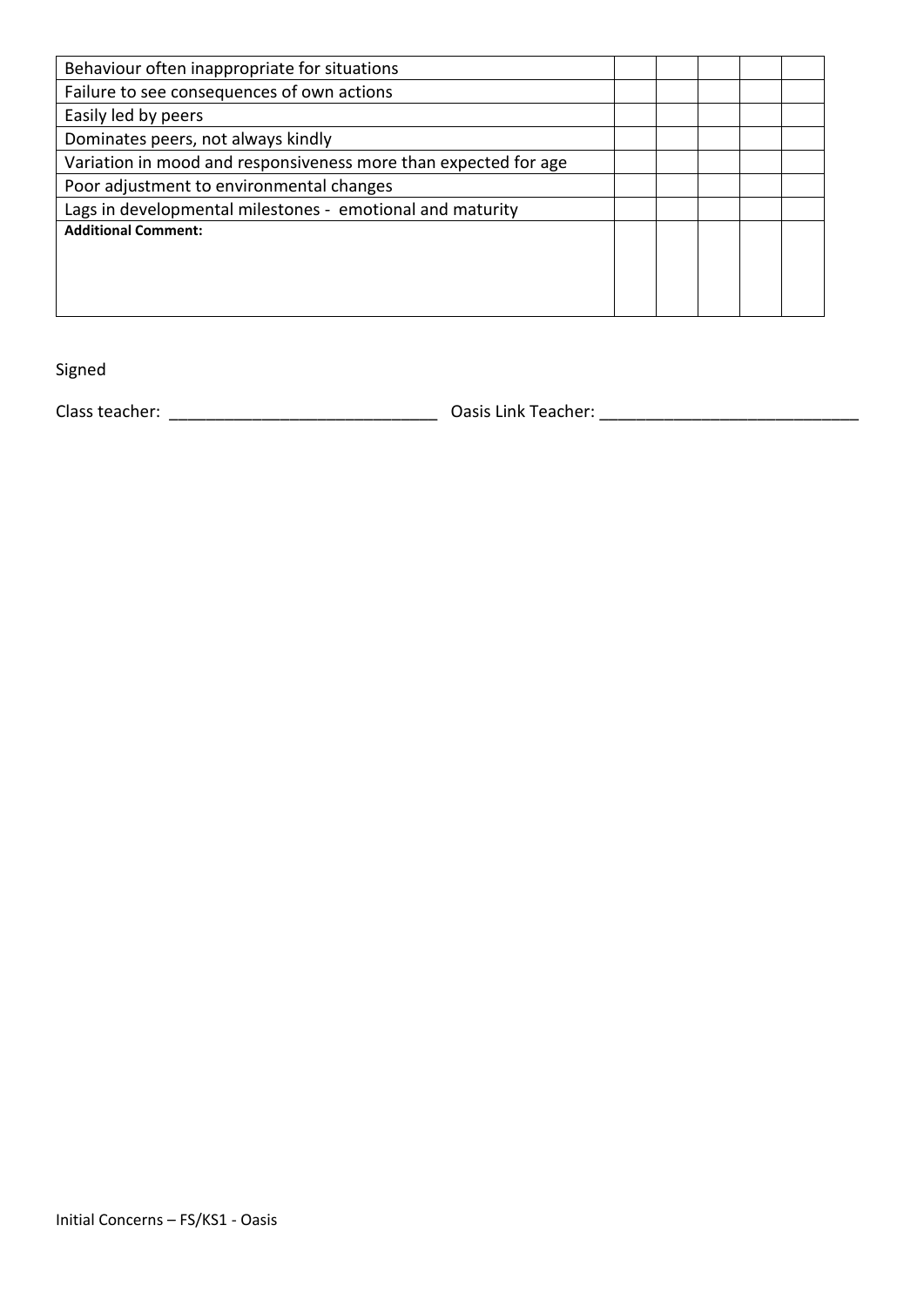| | | | | | |
|---|---|---|---|---|---|
| Behaviour often inappropriate for situations | | | | | |
| Failure to see consequences of own actions | | | | | |
| Easily led by peers | | | | | |
| Dominates peers, not always kindly | | | | | |
| Variation in mood and responsiveness more than expected for age | | | | | |
| Poor adjustment to environmental changes | | | | | |
| Lags in developmental milestones - emotional and maturity | | | | | |
| **Additional Comment:** | | | | | |

Signed

Class teacher: _____________________________ Oasis Link Teacher: ____________________________

Initial Concerns – FS/KS1 - Oasis